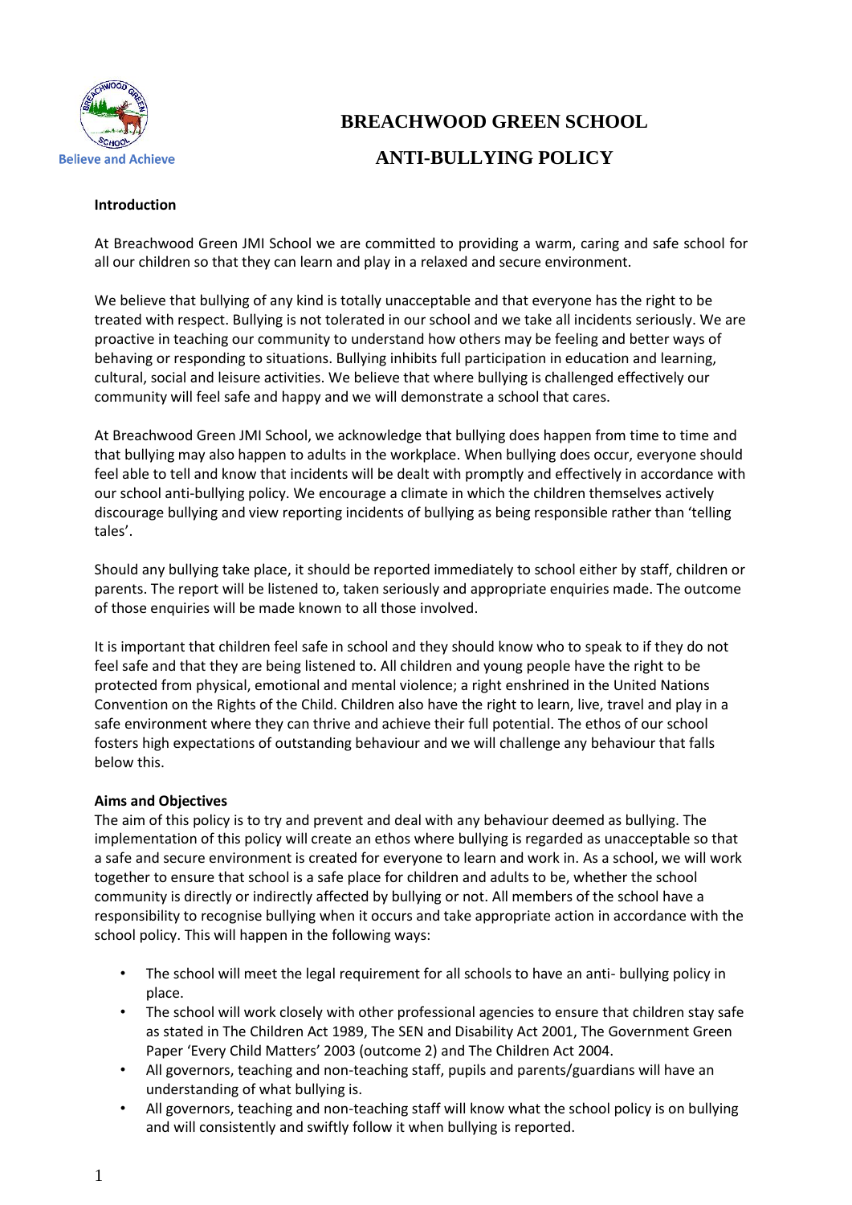Believe and Achieve

# BREACHWOOD GREEN SCHOOL

# ANTI-BULLYING POLICY

**Introduction**

At Breachwood Green JMI School we are committed to providing a warm, caring and safe school for all our children so that they can learn and play in a relaxed and secure environment.

We believe that bullying of any kind is totally unacceptable and that everyone has the right to be treated with respect. Bullying is not tolerated in our school and we take all incidents seriously. We are proactive in teaching our community to understand how others may be feeling and better ways of behaving or responding to situations. Bullying inhibits full participation in education and learning, cultural, social and leisure activities. We believe that where bullying is challenged effectively our community will feel safe and happy and we will demonstrate a school that cares.

At Breachwood Green JMI School, we acknowledge that bullying does happen from time to time and that bullying may also happen to adults in the workplace. When bullying does occur, everyone should feel able to tell and know that incidents will be dealt with promptly and effectively in accordance with our school anti-bullying policy. We encourage a climate in which the children themselves actively discourage bullying and view reporting incidents of bullying as being responsible rather than 'telling tales'.

Should any bullying take place, it should be reported immediately to school either by staff, children or parents. The report will be listened to, taken seriously and appropriate enquiries made. The outcome of those enquiries will be made known to all those involved.

It is important that children feel safe in school and they should know who to speak to if they do not feel safe and that they are being listened to. All children and young people have the right to be protected from physical, emotional and mental violence; a right enshrined in the United Nations Convention on the Rights of the Child. Children also have the right to learn, live, travel and play in a safe environment where they can thrive and achieve their full potential. The ethos of our school fosters high expectations of outstanding behaviour and we will challenge any behaviour that falls below this.

**Aims and Objectives**

The aim of this policy is to try and prevent and deal with any behaviour deemed as bullying. The implementation of this policy will create an ethos where bullying is regarded as unacceptable so that a safe and secure environment is created for everyone to learn and work in. As a school, we will work together to ensure that school is a safe place for children and adults to be, whether the school community is directly or indirectly affected by bullying or not. All members of the school have a responsibility to recognise bullying when it occurs and take appropriate action in accordance with the school policy. This will happen in the following ways:

- The school will meet the legal requirement for all schools to have an anti- bullying policy in place.
- The school will work closely with other professional agencies to ensure that children stay safe as stated in The Children Act 1989, The SEN and Disability Act 2001, The Government Green Paper 'Every Child Matters' 2003 (outcome 2) and The Children Act 2004.
- All governors, teaching and non-teaching staff, pupils and parents/guardians will have an understanding of what bullying is.
- All governors, teaching and non-teaching staff will know what the school policy is on bullying and will consistently and swiftly follow it when bullying is reported.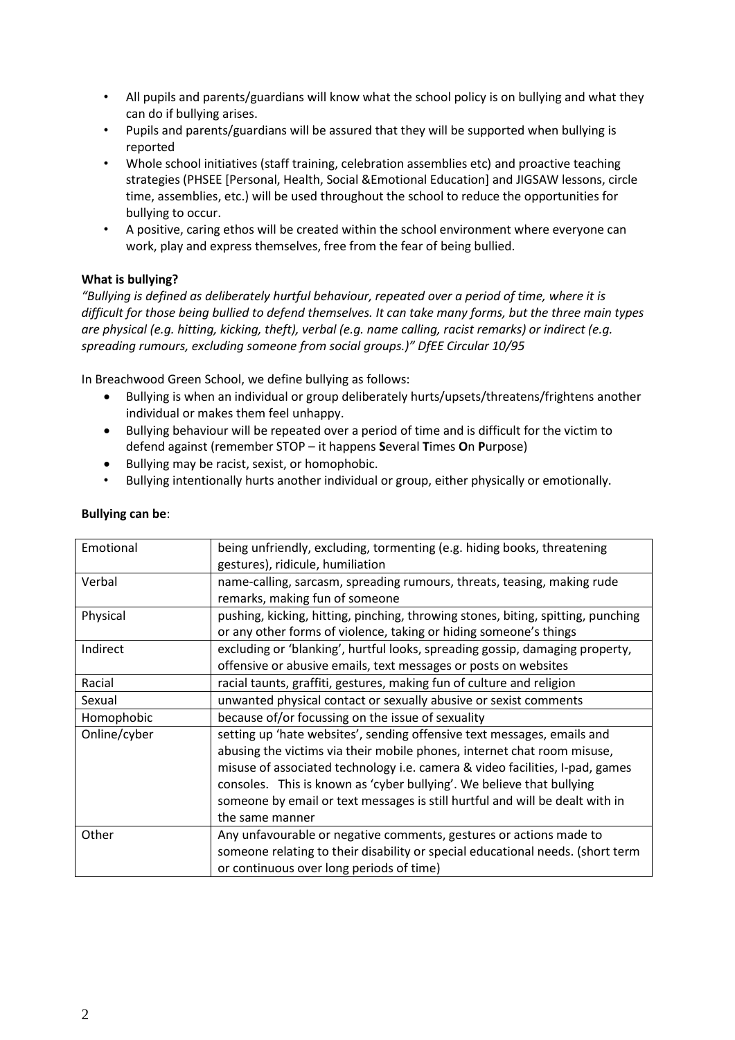- All pupils and parents/guardians will know what the school policy is on bullying and what they can do if bullying arises.
- Pupils and parents/guardians will be assured that they will be supported when bullying is reported
- Whole school initiatives (staff training, celebration assemblies etc) and proactive teaching strategies (PHSEE [Personal, Health, Social &Emotional Education] and JIGSAW lessons, circle time, assemblies, etc.) will be used throughout the school to reduce the opportunities for bullying to occur.
- A positive, caring ethos will be created within the school environment where everyone can work, play and express themselves, free from the fear of being bullied.

**What is bullying?**

*"Bullying is defined as deliberately hurtful behaviour, repeated over a period of time, where it is difficult for those being bullied to defend themselves. It can take many forms, but the three main types are physical (e.g. hitting, kicking, theft), verbal (e.g. name calling, racist remarks) or indirect (e.g. spreading rumours, excluding someone from social groups.)" DfEE Circular 10/95*

In Breachwood Green School, we define bullying as follows:

- Bullying is when an individual or group deliberately hurts/upsets/threatens/frightens another individual or makes them feel unhappy.
- Bullying behaviour will be repeated over a period of time and is difficult for the victim to defend against (remember STOP – it happens **S**everal **T**imes **O**n **P**urpose)
- Bullying may be racist, sexist, or homophobic.
- Bullying intentionally hurts another individual or group, either physically or emotionally.

**Bullying can be**:

| | |
|---|---|
| Emotional | being unfriendly, excluding, tormenting (e.g. hiding books, threatening gestures), ridicule, humiliation |
| Verbal | name-calling, sarcasm, spreading rumours, threats, teasing, making rude remarks, making fun of someone |
| Physical | pushing, kicking, hitting, pinching, throwing stones, biting, spitting, punching or any other forms of violence, taking or hiding someone's things |
| Indirect | excluding or 'blanking', hurtful looks, spreading gossip, damaging property, offensive or abusive emails, text messages or posts on websites |
| Racial | racial taunts, graffiti, gestures, making fun of culture and religion |
| Sexual | unwanted physical contact or sexually abusive or sexist comments |
| Homophobic | because of/or focussing on the issue of sexuality |
| Online/cyber | setting up 'hate websites', sending offensive text messages, emails and abusing the victims via their mobile phones, internet chat room misuse, misuse of associated technology i.e. camera & video facilities, I-pad, games consoles. This is known as 'cyber bullying'. We believe that bullying someone by email or text messages is still hurtful and will be dealt with in the same manner |
| Other | Any unfavourable or negative comments, gestures or actions made to someone relating to their disability or special educational needs. (short term or continuous over long periods of time) |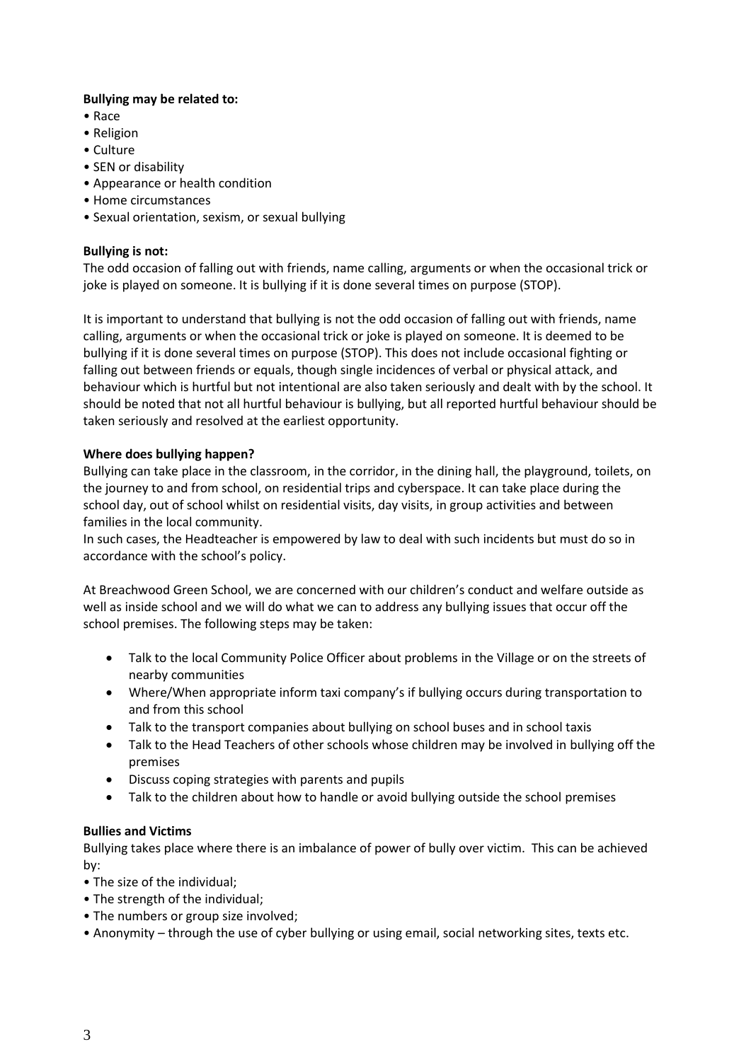**Bullying may be related to:**

- Race
- Religion
- Culture
- SEN or disability
- Appearance or health condition
- Home circumstances
- Sexual orientation, sexism, or sexual bullying

**Bullying is not:**

The odd occasion of falling out with friends, name calling, arguments or when the occasional trick or joke is played on someone. It is bullying if it is done several times on purpose (STOP).

It is important to understand that bullying is not the odd occasion of falling out with friends, name calling, arguments or when the occasional trick or joke is played on someone. It is deemed to be bullying if it is done several times on purpose (STOP). This does not include occasional fighting or falling out between friends or equals, though single incidences of verbal or physical attack, and behaviour which is hurtful but not intentional are also taken seriously and dealt with by the school. It should be noted that not all hurtful behaviour is bullying, but all reported hurtful behaviour should be taken seriously and resolved at the earliest opportunity.

**Where does bullying happen?**

Bullying can take place in the classroom, in the corridor, in the dining hall, the playground, toilets, on the journey to and from school, on residential trips and cyberspace. It can take place during the school day, out of school whilst on residential visits, day visits, in group activities and between families in the local community.

In such cases, the Headteacher is empowered by law to deal with such incidents but must do so in accordance with the school's policy.

At Breachwood Green School, we are concerned with our children's conduct and welfare outside as well as inside school and we will do what we can to address any bullying issues that occur off the school premises. The following steps may be taken:

- Talk to the local Community Police Officer about problems in the Village or on the streets of nearby communities
- Where/When appropriate inform taxi company's if bullying occurs during transportation to and from this school
- Talk to the transport companies about bullying on school buses and in school taxis
- Talk to the Head Teachers of other schools whose children may be involved in bullying off the premises
- Discuss coping strategies with parents and pupils
- Talk to the children about how to handle or avoid bullying outside the school premises

**Bullies and Victims**

Bullying takes place where there is an imbalance of power of bully over victim. This can be achieved by:

- The size of the individual;
- The strength of the individual;
- The numbers or group size involved;
- Anonymity – through the use of cyber bullying or using email, social networking sites, texts etc.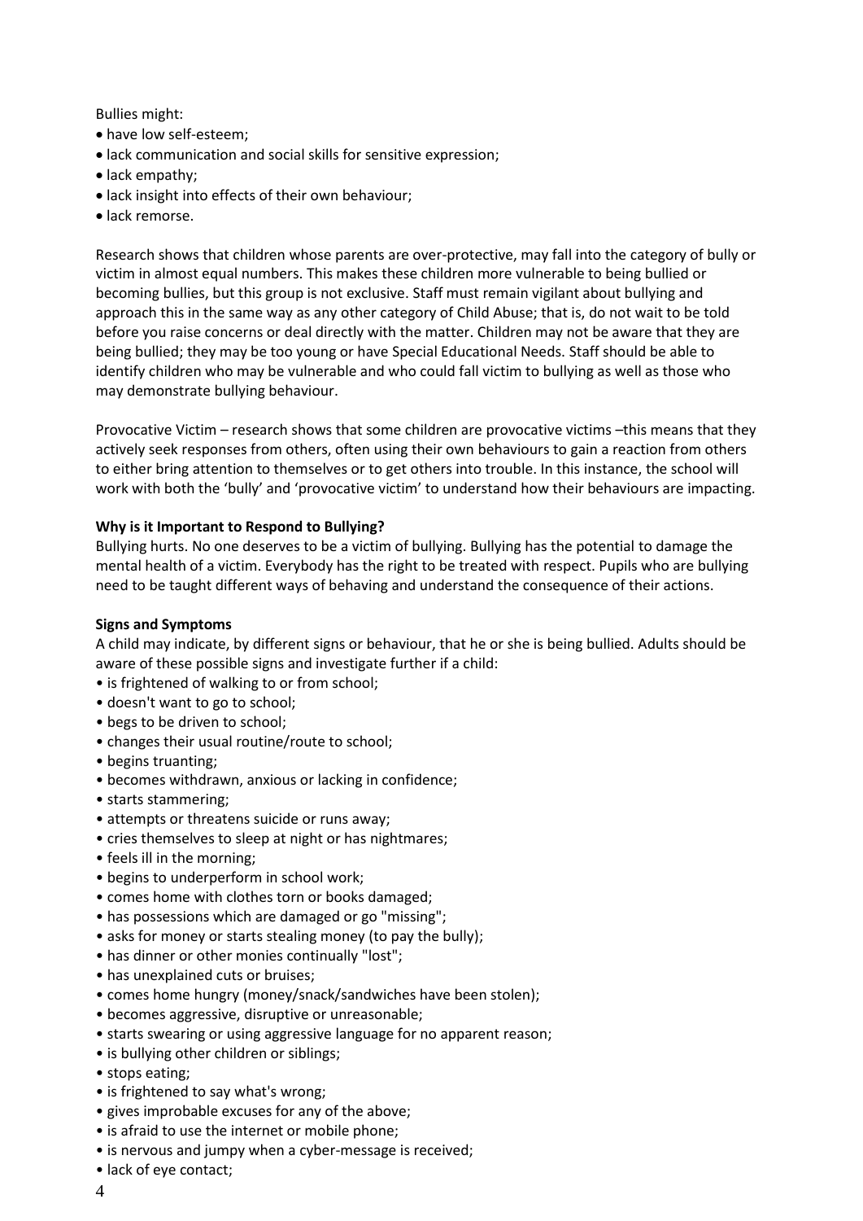Bullies might:

- have low self-esteem;
- lack communication and social skills for sensitive expression;
- lack empathy;
- lack insight into effects of their own behaviour;
- lack remorse.

Research shows that children whose parents are over-protective, may fall into the category of bully or victim in almost equal numbers. This makes these children more vulnerable to being bullied or becoming bullies, but this group is not exclusive. Staff must remain vigilant about bullying and approach this in the same way as any other category of Child Abuse; that is, do not wait to be told before you raise concerns or deal directly with the matter. Children may not be aware that they are being bullied; they may be too young or have Special Educational Needs. Staff should be able to identify children who may be vulnerable and who could fall victim to bullying as well as those who may demonstrate bullying behaviour.

Provocative Victim – research shows that some children are provocative victims –this means that they actively seek responses from others, often using their own behaviours to gain a reaction from others to either bring attention to themselves or to get others into trouble. In this instance, the school will work with both the 'bully' and 'provocative victim' to understand how their behaviours are impacting.

**Why is it Important to Respond to Bullying?**

Bullying hurts. No one deserves to be a victim of bullying. Bullying has the potential to damage the mental health of a victim. Everybody has the right to be treated with respect. Pupils who are bullying need to be taught different ways of behaving and understand the consequence of their actions.

**Signs and Symptoms**

A child may indicate, by different signs or behaviour, that he or she is being bullied. Adults should be aware of these possible signs and investigate further if a child:

- is frightened of walking to or from school;
- doesn't want to go to school;
- begs to be driven to school;
- changes their usual routine/route to school;
- begins truanting;
- becomes withdrawn, anxious or lacking in confidence;
- starts stammering;
- attempts or threatens suicide or runs away;
- cries themselves to sleep at night or has nightmares;
- feels ill in the morning;
- begins to underperform in school work;
- comes home with clothes torn or books damaged;
- has possessions which are damaged or go "missing";
- asks for money or starts stealing money (to pay the bully);
- has dinner or other monies continually "lost";
- has unexplained cuts or bruises;
- comes home hungry (money/snack/sandwiches have been stolen);
- becomes aggressive, disruptive or unreasonable;
- starts swearing or using aggressive language for no apparent reason;
- is bullying other children or siblings;
- stops eating;
- is frightened to say what's wrong;
- gives improbable excuses for any of the above;
- is afraid to use the internet or mobile phone;
- is nervous and jumpy when a cyber-message is received;
- lack of eye contact;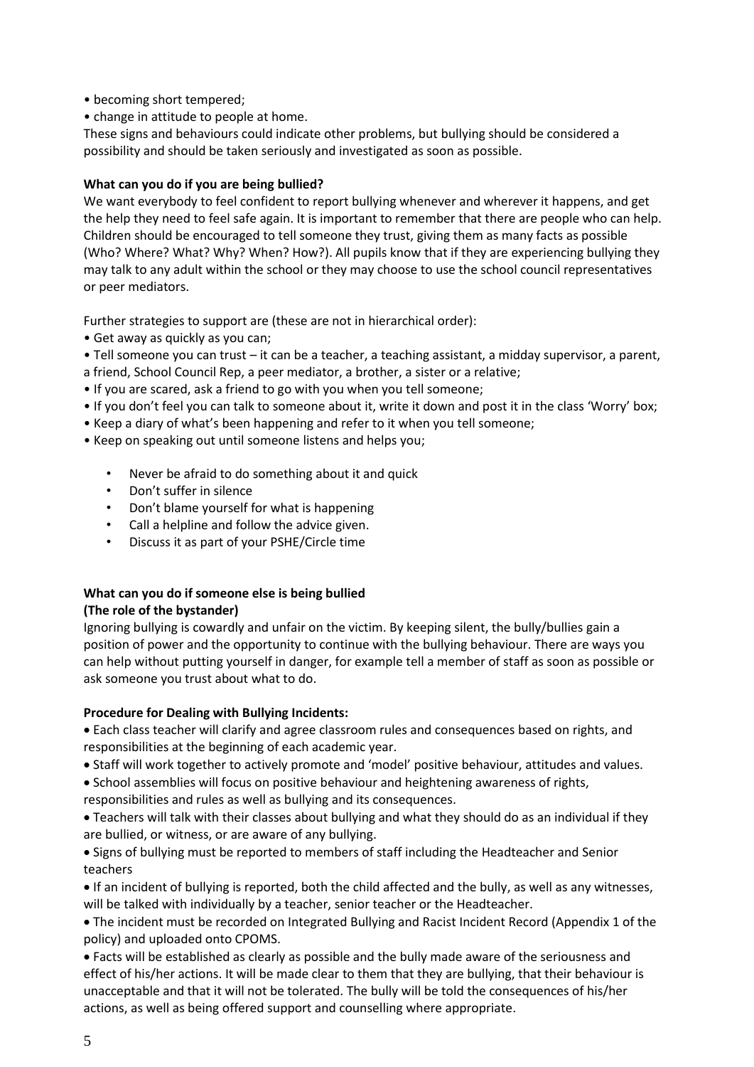- becoming short tempered;
- change in attitude to people at home.

These signs and behaviours could indicate other problems, but bullying should be considered a possibility and should be taken seriously and investigated as soon as possible.

**What can you do if you are being bullied?**

We want everybody to feel confident to report bullying whenever and wherever it happens, and get the help they need to feel safe again. It is important to remember that there are people who can help. Children should be encouraged to tell someone they trust, giving them as many facts as possible (Who? Where? What? Why? When? How?). All pupils know that if they are experiencing bullying they may talk to any adult within the school or they may choose to use the school council representatives or peer mediators.

Further strategies to support are (these are not in hierarchical order):

- Get away as quickly as you can;
- Tell someone you can trust – it can be a teacher, a teaching assistant, a midday supervisor, a parent, a friend, School Council Rep, a peer mediator, a brother, a sister or a relative;
- If you are scared, ask a friend to go with you when you tell someone;
- If you don't feel you can talk to someone about it, write it down and post it in the class 'Worry' box;
- Keep a diary of what's been happening and refer to it when you tell someone;
- Keep on speaking out until someone listens and helps you;
    - Never be afraid to do something about it and quick
    - Don't suffer in silence
    - Don't blame yourself for what is happening
    - Call a helpline and follow the advice given.
    - Discuss it as part of your PSHE/Circle time

**What can you do if someone else is being bullied**
**(The role of the bystander)**

Ignoring bullying is cowardly and unfair on the victim. By keeping silent, the bully/bullies gain a position of power and the opportunity to continue with the bullying behaviour. There are ways you can help without putting yourself in danger, for example tell a member of staff as soon as possible or ask someone you trust about what to do.

**Procedure for Dealing with Bullying Incidents:**

- Each class teacher will clarify and agree classroom rules and consequences based on rights, and responsibilities at the beginning of each academic year.
- Staff will work together to actively promote and 'model' positive behaviour, attitudes and values.
- School assemblies will focus on positive behaviour and heightening awareness of rights, responsibilities and rules as well as bullying and its consequences.
- Teachers will talk with their classes about bullying and what they should do as an individual if they are bullied, or witness, or are aware of any bullying.
- Signs of bullying must be reported to members of staff including the Headteacher and Senior teachers
- If an incident of bullying is reported, both the child affected and the bully, as well as any witnesses, will be talked with individually by a teacher, senior teacher or the Headteacher.
- The incident must be recorded on Integrated Bullying and Racist Incident Record (Appendix 1 of the policy) and uploaded onto CPOMS.
- Facts will be established as clearly as possible and the bully made aware of the seriousness and effect of his/her actions. It will be made clear to them that they are bullying, that their behaviour is unacceptable and that it will not be tolerated. The bully will be told the consequences of his/her actions, as well as being offered support and counselling where appropriate.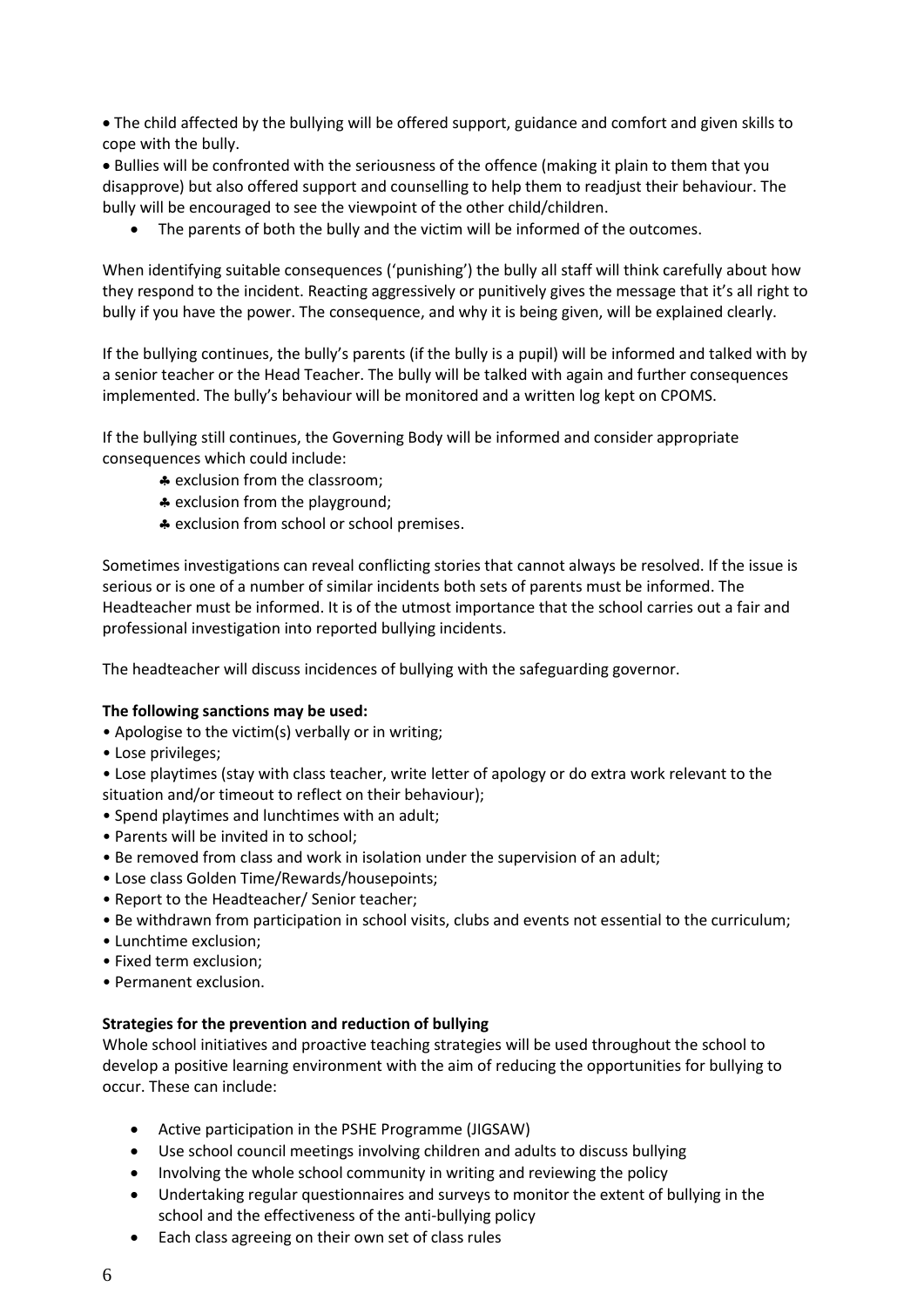- The child affected by the bullying will be offered support, guidance and comfort and given skills to cope with the bully.
- Bullies will be confronted with the seriousness of the offence (making it plain to them that you disapprove) but also offered support and counselling to help them to readjust their behaviour. The bully will be encouraged to see the viewpoint of the other child/children.
- The parents of both the bully and the victim will be informed of the outcomes.

When identifying suitable consequences ('punishing') the bully all staff will think carefully about how they respond to the incident. Reacting aggressively or punitively gives the message that it's all right to bully if you have the power. The consequence, and why it is being given, will be explained clearly.

If the bullying continues, the bully's parents (if the bully is a pupil) will be informed and talked with by a senior teacher or the Head Teacher. The bully will be talked with again and further consequences implemented. The bully's behaviour will be monitored and a written log kept on CPOMS.

If the bullying still continues, the Governing Body will be informed and consider appropriate consequences which could include:

- ♣ exclusion from the classroom;
- ♣ exclusion from the playground;
- ♣ exclusion from school or school premises.

Sometimes investigations can reveal conflicting stories that cannot always be resolved. If the issue is serious or is one of a number of similar incidents both sets of parents must be informed. The Headteacher must be informed. It is of the utmost importance that the school carries out a fair and professional investigation into reported bullying incidents.

The headteacher will discuss incidences of bullying with the safeguarding governor.

**The following sanctions may be used:**

- Apologise to the victim(s) verbally or in writing;
- Lose privileges;
- Lose playtimes (stay with class teacher, write letter of apology or do extra work relevant to the situation and/or timeout to reflect on their behaviour);
- Spend playtimes and lunchtimes with an adult;
- Parents will be invited in to school;
- Be removed from class and work in isolation under the supervision of an adult;
- Lose class Golden Time/Rewards/housepoints;
- Report to the Headteacher/ Senior teacher;
- Be withdrawn from participation in school visits, clubs and events not essential to the curriculum;
- Lunchtime exclusion;
- Fixed term exclusion;
- Permanent exclusion.

**Strategies for the prevention and reduction of bullying**

Whole school initiatives and proactive teaching strategies will be used throughout the school to develop a positive learning environment with the aim of reducing the opportunities for bullying to occur. These can include:

- Active participation in the PSHE Programme (JIGSAW)
- Use school council meetings involving children and adults to discuss bullying
- Involving the whole school community in writing and reviewing the policy
- Undertaking regular questionnaires and surveys to monitor the extent of bullying in the school and the effectiveness of the anti-bullying policy
- Each class agreeing on their own set of class rules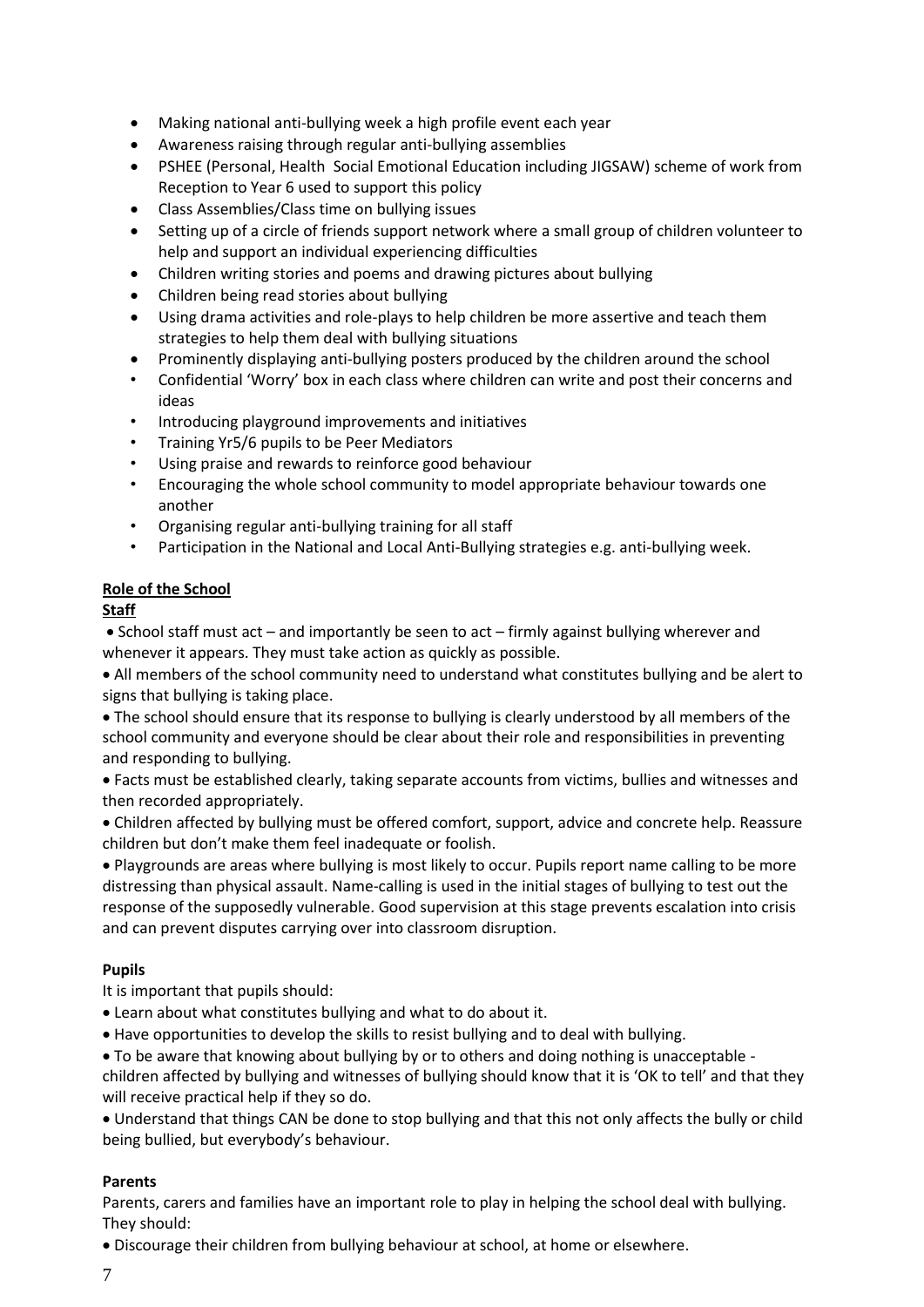- Making national anti-bullying week a high profile event each year
- Awareness raising through regular anti-bullying assemblies
- PSHEE (Personal, Health Social Emotional Education including JIGSAW) scheme of work from Reception to Year 6 used to support this policy
- Class Assemblies/Class time on bullying issues
- Setting up of a circle of friends support network where a small group of children volunteer to help and support an individual experiencing difficulties
- Children writing stories and poems and drawing pictures about bullying
- Children being read stories about bullying
- Using drama activities and role-plays to help children be more assertive and teach them strategies to help them deal with bullying situations
- Prominently displaying anti-bullying posters produced by the children around the school
- Confidential 'Worry' box in each class where children can write and post their concerns and ideas
- Introducing playground improvements and initiatives
- Training Yr5/6 pupils to be Peer Mediators
- Using praise and rewards to reinforce good behaviour
- Encouraging the whole school community to model appropriate behaviour towards one another
- Organising regular anti-bullying training for all staff
- Participation in the National and Local Anti-Bullying strategies e.g. anti-bullying week.

**Role of the School**

**Staff**

- School staff must act – and importantly be seen to act – firmly against bullying wherever and whenever it appears. They must take action as quickly as possible.
- All members of the school community need to understand what constitutes bullying and be alert to signs that bullying is taking place.
- The school should ensure that its response to bullying is clearly understood by all members of the school community and everyone should be clear about their role and responsibilities in preventing and responding to bullying.
- Facts must be established clearly, taking separate accounts from victims, bullies and witnesses and then recorded appropriately.
- Children affected by bullying must be offered comfort, support, advice and concrete help. Reassure children but don't make them feel inadequate or foolish.
- Playgrounds are areas where bullying is most likely to occur. Pupils report name calling to be more distressing than physical assault. Name-calling is used in the initial stages of bullying to test out the response of the supposedly vulnerable. Good supervision at this stage prevents escalation into crisis and can prevent disputes carrying over into classroom disruption.

**Pupils**

It is important that pupils should:

- Learn about what constitutes bullying and what to do about it.
- Have opportunities to develop the skills to resist bullying and to deal with bullying.
- To be aware that knowing about bullying by or to others and doing nothing is unacceptable - children affected by bullying and witnesses of bullying should know that it is 'OK to tell' and that they will receive practical help if they so do.
- Understand that things CAN be done to stop bullying and that this not only affects the bully or child being bullied, but everybody's behaviour.

**Parents**

Parents, carers and families have an important role to play in helping the school deal with bullying. They should:

- Discourage their children from bullying behaviour at school, at home or elsewhere.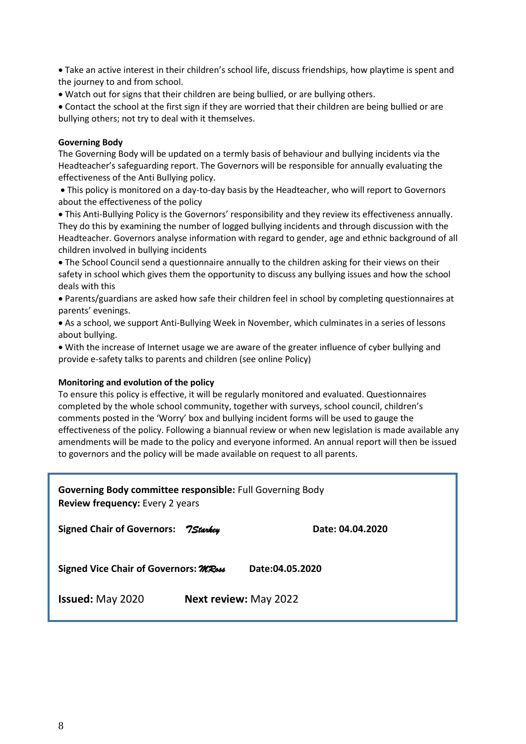- Take an active interest in their children's school life, discuss friendships, how playtime is spent and the journey to and from school.
- Watch out for signs that their children are being bullied, or are bullying others.
- Contact the school at the first sign if they are worried that their children are being bullied or are bullying others; not try to deal with it themselves.

**Governing Body**

The Governing Body will be updated on a termly basis of behaviour and bullying incidents via the Headteacher's safeguarding report. The Governors will be responsible for annually evaluating the effectiveness of the Anti Bullying policy.

- This policy is monitored on a day-to-day basis by the Headteacher, who will report to Governors about the effectiveness of the policy
- This Anti-Bullying Policy is the Governors' responsibility and they review its effectiveness annually. They do this by examining the number of logged bullying incidents and through discussion with the Headteacher. Governors analyse information with regard to gender, age and ethnic background of all children involved in bullying incidents
- The School Council send a questionnaire annually to the children asking for their views on their safety in school which gives them the opportunity to discuss any bullying issues and how the school deals with this
- Parents/guardians are asked how safe their children feel in school by completing questionnaires at parents' evenings.
- As a school, we support Anti-Bullying Week in November, which culminates in a series of lessons about bullying.
- With the increase of Internet usage we are aware of the greater influence of cyber bullying and provide e-safety talks to parents and children (see online Policy)

**Monitoring and evolution of the policy**

To ensure this policy is effective, it will be regularly monitored and evaluated. Questionnaires completed by the whole school community, together with surveys, school council, children's comments posted in the 'Worry' box and bullying incident forms will be used to gauge the effectiveness of the policy. Following a biannual review or when new legislation is made available any amendments will be made to the policy and everyone informed. An annual report will then be issued to governors and the policy will be made available on request to all parents.

**Governing Body committee responsible:** Full Governing Body
**Review frequency:** Every 2 years

**Signed Chair of Governors:** *TStarkey* **Date: 04.04.2020**

**Signed Vice Chair of Governors:** *MRoss* **Date:04.05.2020**

**Issued:** May 2020 **Next review:** May 2022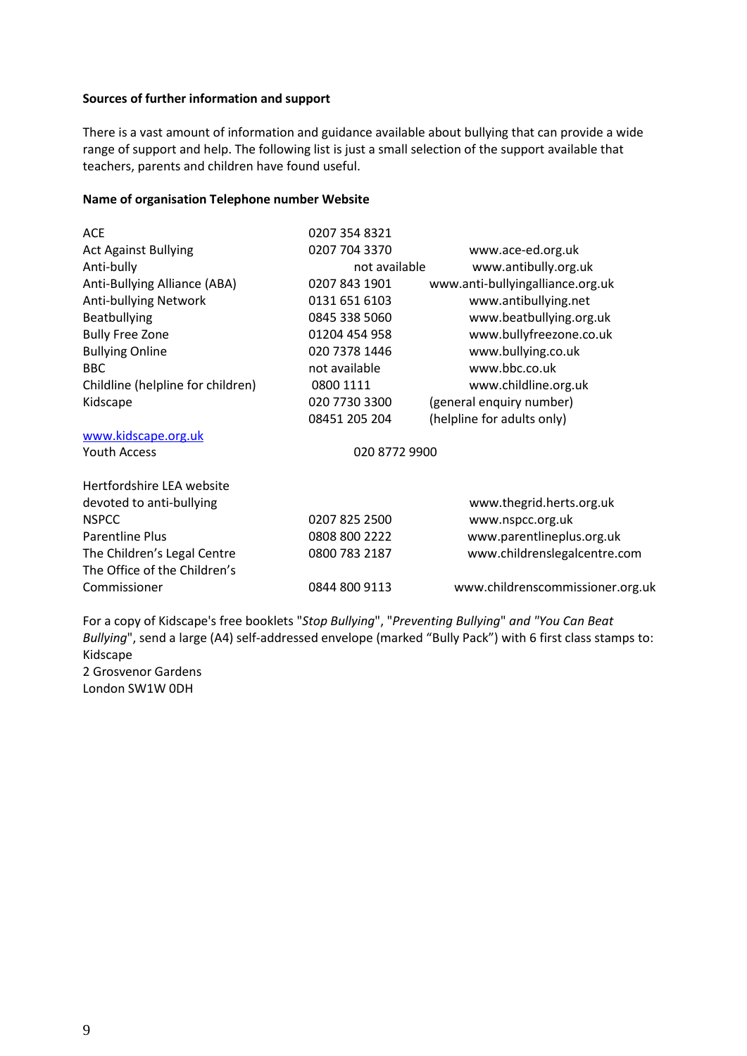**Sources of further information and support**

There is a vast amount of information and guidance available about bullying that can provide a wide range of support and help. The following list is just a small selection of the support available that teachers, parents and children have found useful.

| **Name of organisation** | **Telephone number** | **Website** |
|---|---|---|
| ACE | 0207 354 8321 | |
| Act Against Bullying | 0207 704 3370 | www.ace-ed.org.uk |
| Anti-bully | not available | www.antibully.org.uk |
| Anti-Bullying Alliance (ABA) | 0207 843 1901 | www.anti-bullyingalliance.org.uk |
| Anti-bullying Network | 0131 651 6103 | www.antibullying.net |
| Beatbullying | 0845 338 5060 | www.beatbullying.org.uk |
| Bully Free Zone | 01204 454 958 | www.bullyfreezone.co.uk |
| Bullying Online | 020 7378 1446 | www.bullying.co.uk |
| BBC | not available | www.bbc.co.uk |
| Childline (helpline for children) | 0800 1111 | www.childline.org.uk |
| Kidscape | 020 7730 3300 | (general enquiry number) |
| | 08451 205 204 | (helpline for adults only) |
| www.kidscape.org.uk | | |
| Youth Access | 020 8772 9900 | |
| Hertfordshire LEA website devoted to anti-bullying | | www.thegrid.herts.org.uk |
| NSPCC | 0207 825 2500 | www.nspcc.org.uk |
| Parentline Plus | 0808 800 2222 | www.parentlineplus.org.uk |
| The Children's Legal Centre | 0800 783 2187 | www.childrenslegalcentre.com |
| The Office of the Children's Commissioner | 0844 800 9113 | www.childrenscommissioner.org.uk |

For a copy of Kidscape's free booklets "*Stop Bullying*", "*Preventing Bullying*" *and "You Can Beat Bullying*", send a large (A4) self-addressed envelope (marked "Bully Pack") with 6 first class stamps to:
Kidscape
2 Grosvenor Gardens
London SW1W 0DH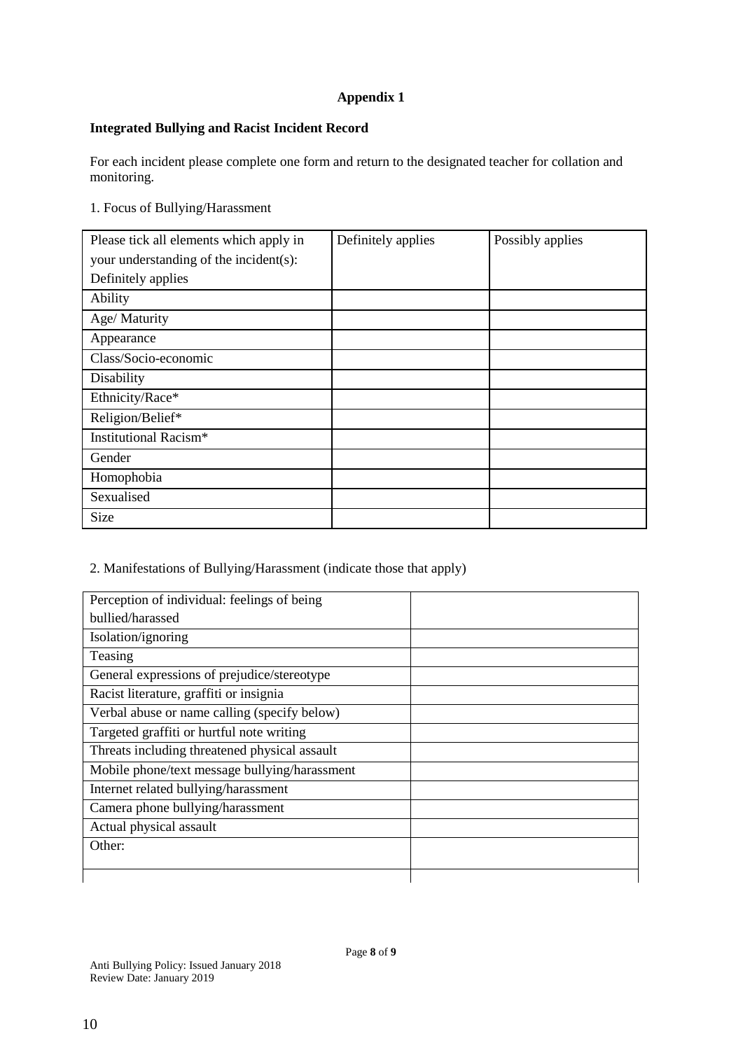**Appendix 1**

**Integrated Bullying and Racist Incident Record**

For each incident please complete one form and return to the designated teacher for collation and monitoring.

1. Focus of Bullying/Harassment

| Please tick all elements which apply in your understanding of the incident(s): Definitely applies | Definitely applies | Possibly applies |
|---|---|---|
| Ability | | |
| Age/ Maturity | | |
| Appearance | | |
| Class/Socio-economic | | |
| Disability | | |
| Ethnicity/Race* | | |
| Religion/Belief* | | |
| Institutional Racism* | | |
| Gender | | |
| Homophobia | | |
| Sexualised | | |
| Size | | |

2. Manifestations of Bullying/Harassment (indicate those that apply)

| Perception of individual: feelings of being bullied/harassed | |
|---|---|
| Isolation/ignoring | |
| Teasing | |
| General expressions of prejudice/stereotype | |
| Racist literature, graffiti or insignia | |
| Verbal abuse or name calling (specify below) | |
| Targeted graffiti or hurtful note writing | |
| Threats including threatened physical assault | |
| Mobile phone/text message bullying/harassment | |
| Internet related bullying/harassment | |
| Camera phone bullying/harassment | |
| Actual physical assault | |
| Other: | |
| | |

Anti Bullying Policy: Issued January 2018
Review Date: January 2019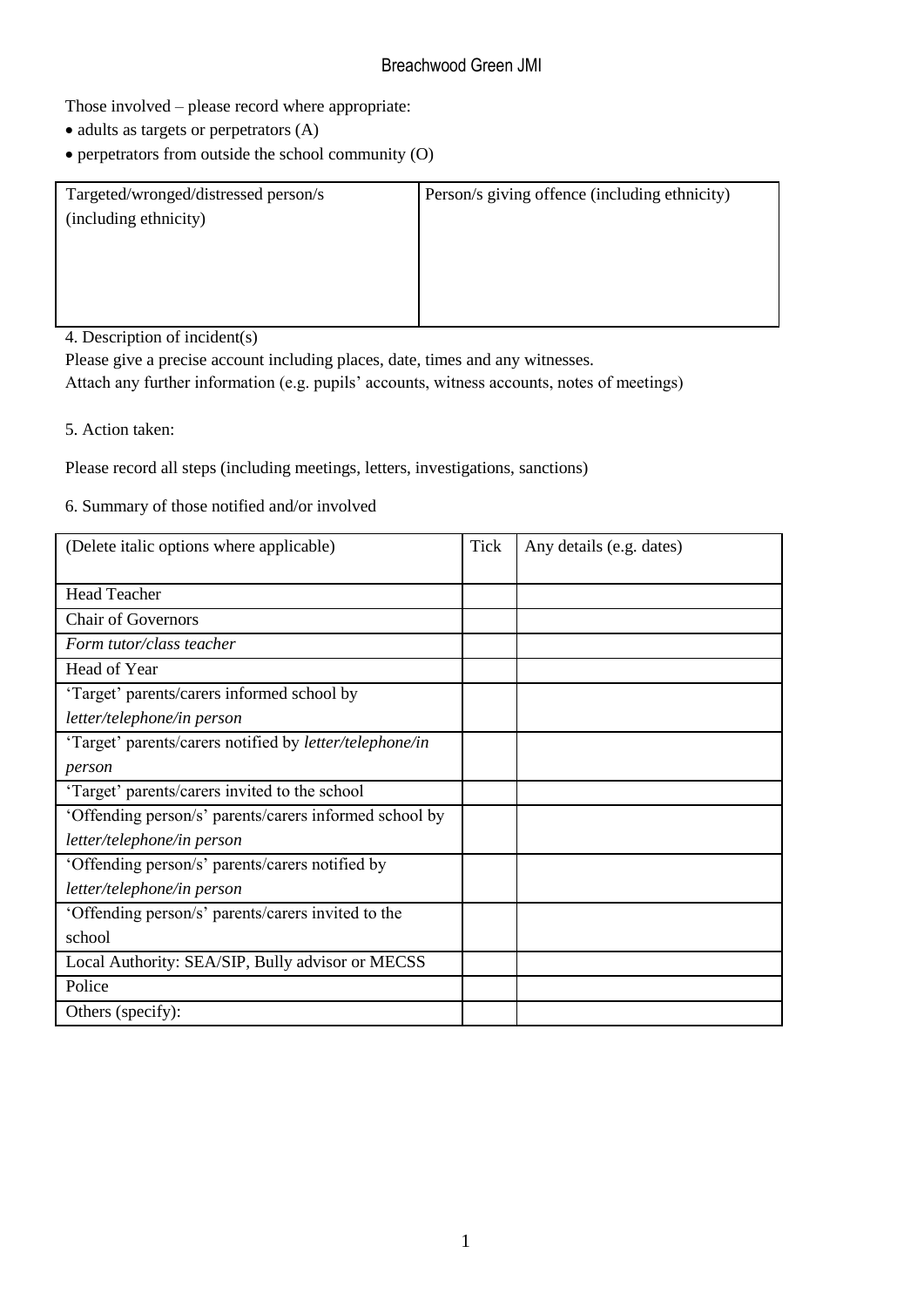Those involved – please record where appropriate:

- adults as targets or perpetrators (A)
- perpetrators from outside the school community (O)

| Targeted/wronged/distressed person/s (including ethnicity) | Person/s giving offence (including ethnicity) |
|---|---|
| | |

4. Description of incident(s)

Please give a precise account including places, date, times and any witnesses.
Attach any further information (e.g. pupils' accounts, witness accounts, notes of meetings)

5. Action taken:

Please record all steps (including meetings, letters, investigations, sanctions)

6. Summary of those notified and/or involved

| (Delete italic options where applicable) | Tick | Any details (e.g. dates) |
|---|---|---|
| Head Teacher | | |
| Chair of Governors | | |
| *Form tutor/class teacher* | | |
| Head of Year | | |
| 'Target' parents/carers informed school by *letter/telephone/in person* | | |
| 'Target' parents/carers notified by *letter/telephone/in person* | | |
| 'Target' parents/carers invited to the school | | |
| 'Offending person/s' parents/carers informed school by *letter/telephone/in person* | | |
| 'Offending person/s' parents/carers notified by *letter/telephone/in person* | | |
| 'Offending person/s' parents/carers invited to the school | | |
| Local Authority: SEA/SIP, Bully advisor or MECSS | | |
| Police | | |
| Others (specify): | | |